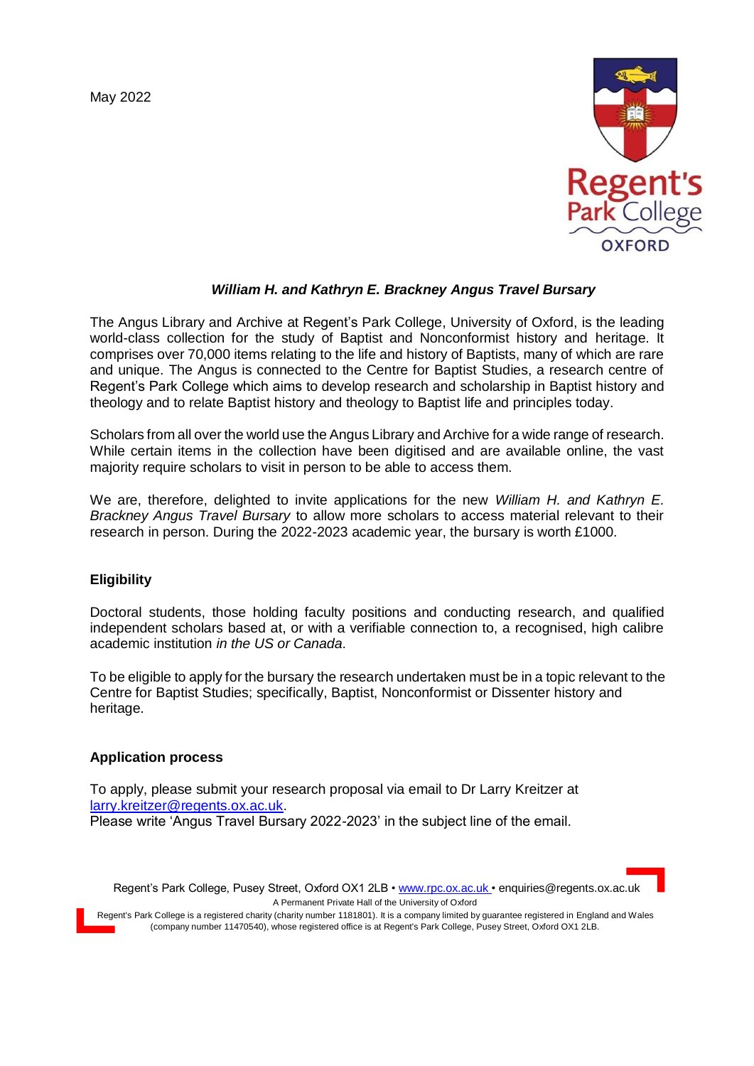May 2022

### *William H. and Kathryn E. Brackney Angus Travel Bursary*

The Angus Library and Archive at Regent's Park College, University of Oxford, is the leading world-class collection for the study of Baptist and Nonconformist history and heritage. It comprises over 70,000 items relating to the life and history of Baptists, many of which are rare and unique. The Angus is connected to the Centre for Baptist Studies, a research centre of Regent's Park College which aims to develop research and scholarship in Baptist history and theology and to relate Baptist history and theology to Baptist life and principles today.

Scholars from all over the world use the Angus Library and Archive for a wide range of research. While certain items in the collection have been digitised and are available online, the vast majority require scholars to visit in person to be able to access them.

We are, therefore, delighted to invite applications for the new *William H. and Kathryn E. Brackney Angus Travel Bursary* to allow more scholars to access material relevant to their research in person. During the 2022-2023 academic year, the bursary is worth £1000.

**Eligibility**

Doctoral students, those holding faculty positions and conducting research, and qualified independent scholars based at, or with a verifiable connection to, a recognised, high calibre academic institution *in the US or Canada*.

To be eligible to apply for the bursary the research undertaken must be in a topic relevant to the Centre for Baptist Studies; specifically, Baptist, Nonconformist or Dissenter history and heritage.

**Application process**

To apply, please submit your research proposal via email to Dr Larry Kreitzer at larry.kreitzer@regents.ox.ac.uk.
Please write 'Angus Travel Bursary 2022-2023' in the subject line of the email.

Regent's Park College, Pusey Street, Oxford OX1 2LB • www.rpc.ox.ac.uk • enquiries@regents.ox.ac.uk
A Permanent Private Hall of the University of Oxford
Regent's Park College is a registered charity (charity number 1181801). It is a company limited by guarantee registered in England and Wales (company number 11470540), whose registered office is at Regent's Park College, Pusey Street, Oxford OX1 2LB.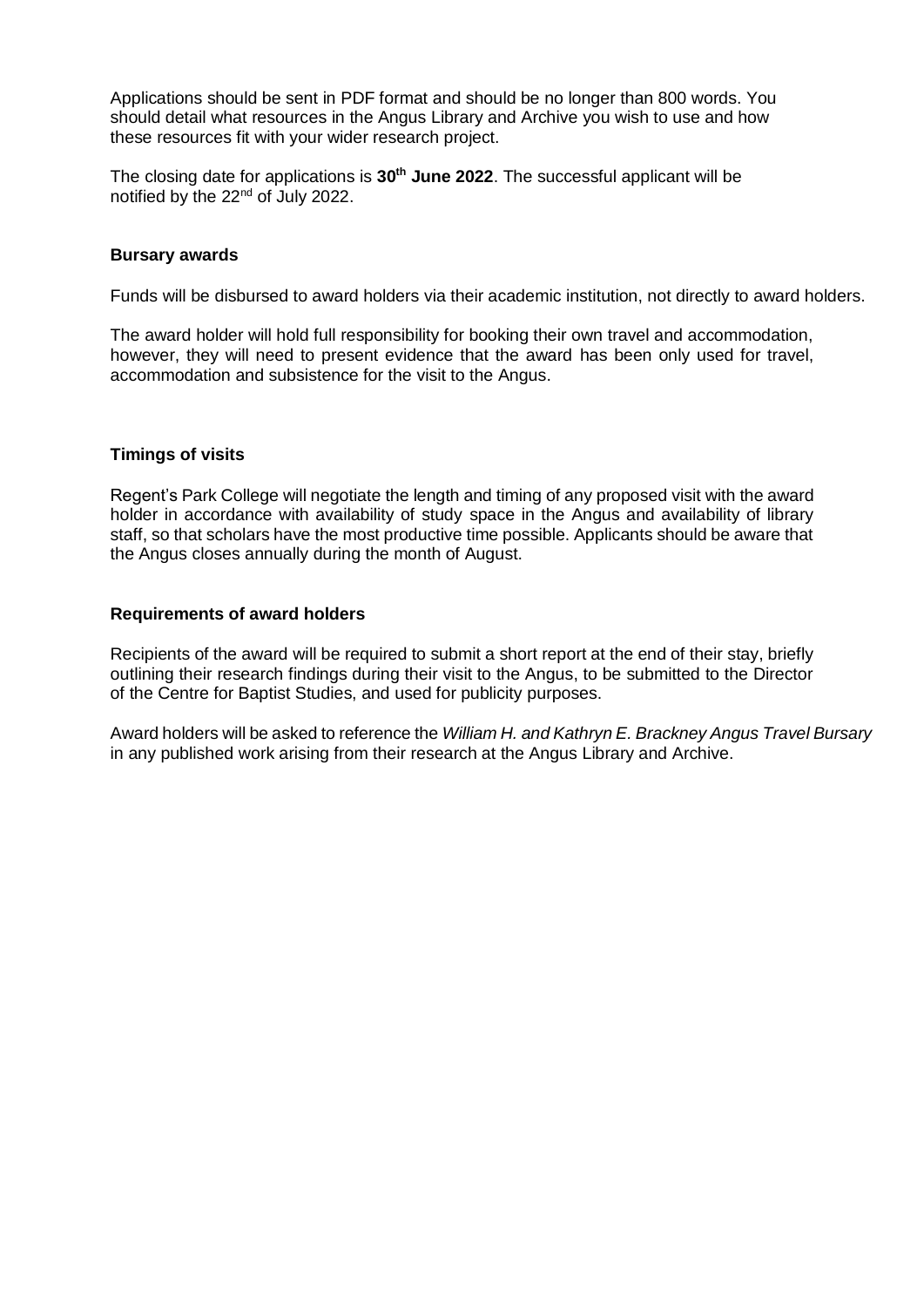Applications should be sent in PDF format and should be no longer than 800 words. You should detail what resources in the Angus Library and Archive you wish to use and how these resources fit with your wider research project.

The closing date for applications is **30th June 2022**. The successful applicant will be notified by the 22nd of July 2022.

### Bursary awards

Funds will be disbursed to award holders via their academic institution, not directly to award holders.

The award holder will hold full responsibility for booking their own travel and accommodation, however, they will need to present evidence that the award has been only used for travel, accommodation and subsistence for the visit to the Angus.

### Timings of visits

Regent's Park College will negotiate the length and timing of any proposed visit with the award holder in accordance with availability of study space in the Angus and availability of library staff, so that scholars have the most productive time possible. Applicants should be aware that the Angus closes annually during the month of August.

### Requirements of award holders

Recipients of the award will be required to submit a short report at the end of their stay, briefly outlining their research findings during their visit to the Angus, to be submitted to the Director of the Centre for Baptist Studies, and used for publicity purposes.

Award holders will be asked to reference the *William H. and Kathryn E. Brackney Angus Travel Bursary* in any published work arising from their research at the Angus Library and Archive.